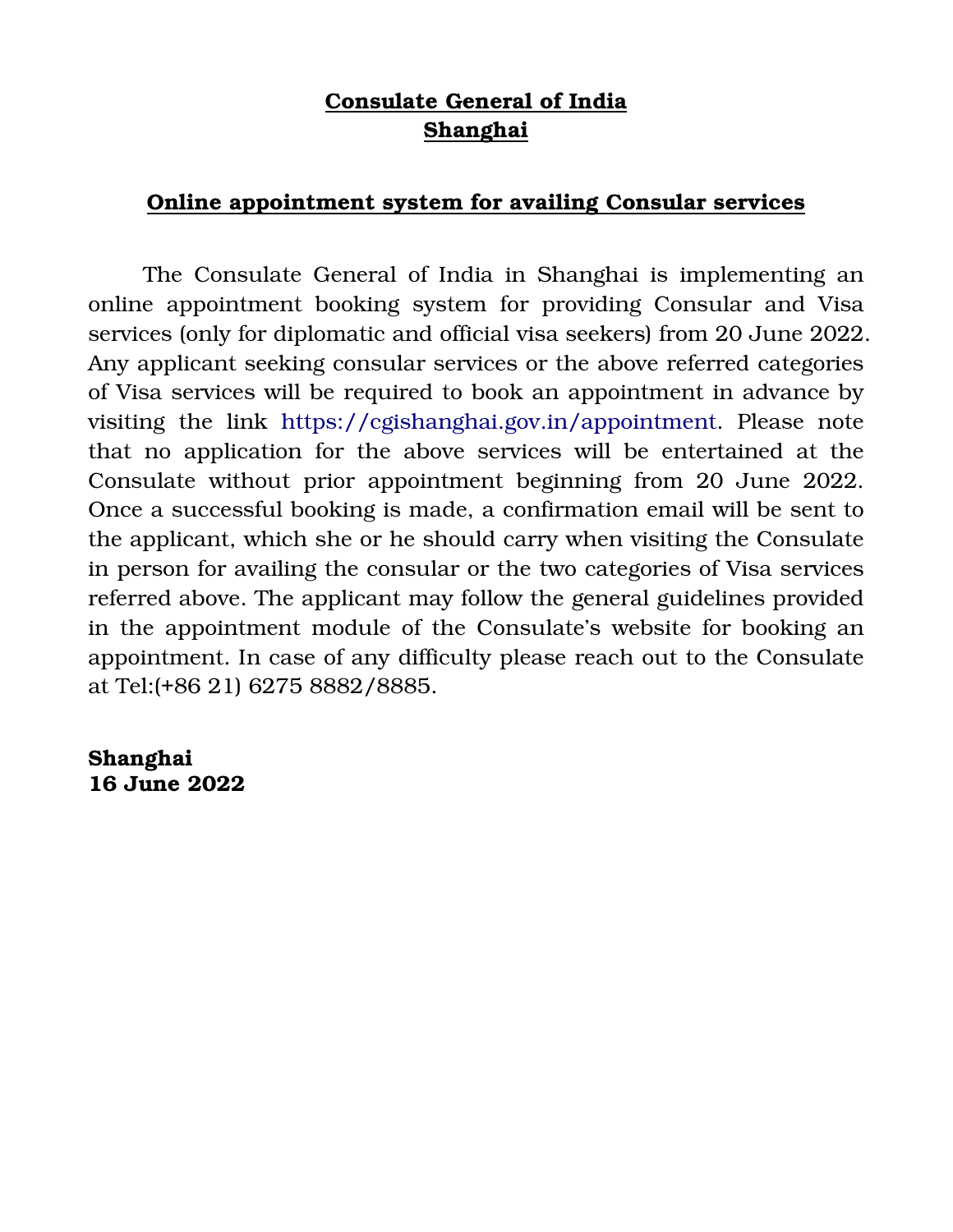# Consulate General of India
# Shanghai

## Online appointment system for availing Consular services

The Consulate General of India in Shanghai is implementing an online appointment booking system for providing Consular and Visa services (only for diplomatic and official visa seekers) from 20 June 2022. Any applicant seeking consular services or the above referred categories of Visa services will be required to book an appointment in advance by visiting the link https://cgishanghai.gov.in/appointment. Please note that no application for the above services will be entertained at the Consulate without prior appointment beginning from 20 June 2022. Once a successful booking is made, a confirmation email will be sent to the applicant, which she or he should carry when visiting the Consulate in person for availing the consular or the two categories of Visa services referred above. The applicant may follow the general guidelines provided in the appointment module of the Consulate's website for booking an appointment. In case of any difficulty please reach out to the Consulate at Tel:(+86 21) 6275 8882/8885.

**Shanghai**
**16 June 2022**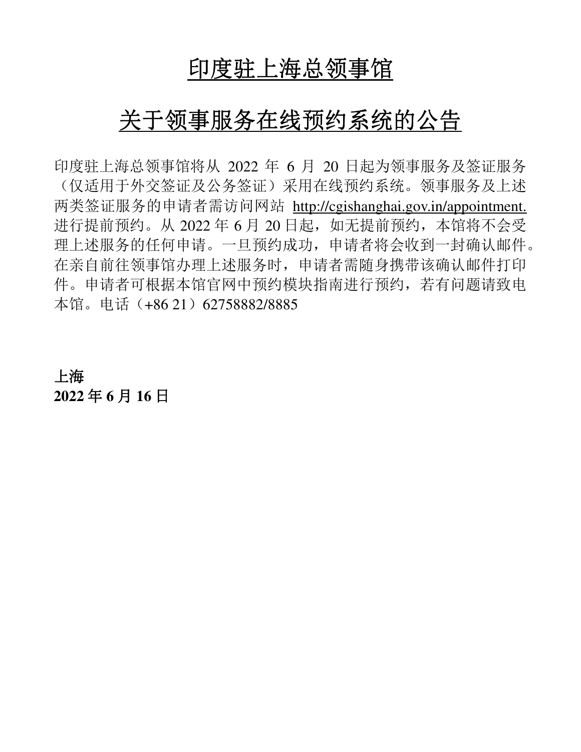# 印度驻上海总领事馆

# 关于领事服务在线预约系统的公告

印度驻上海总领事馆将从 2022 年 6 月 20 日起为领事服务及签证服务（仅适用于外交签证及公务签证）采用在线预约系统。领事服务及上述两类签证服务的申请者需访问网站 http://cgishanghai.gov.in/appointment. 进行提前预约。从 2022 年 6 月 20 日起，如无提前预约，本馆将不会受理上述服务的任何申请。一旦预约成功，申请者将会收到一封确认邮件。在亲自前往领事馆办理上述服务时，申请者需随身携带该确认邮件打印件。申请者可根据本馆官网中预约模块指南进行预约，若有问题请致电本馆。电话（+86 21）62758882/8885

**上海**
**2022 年 6 月 16 日**